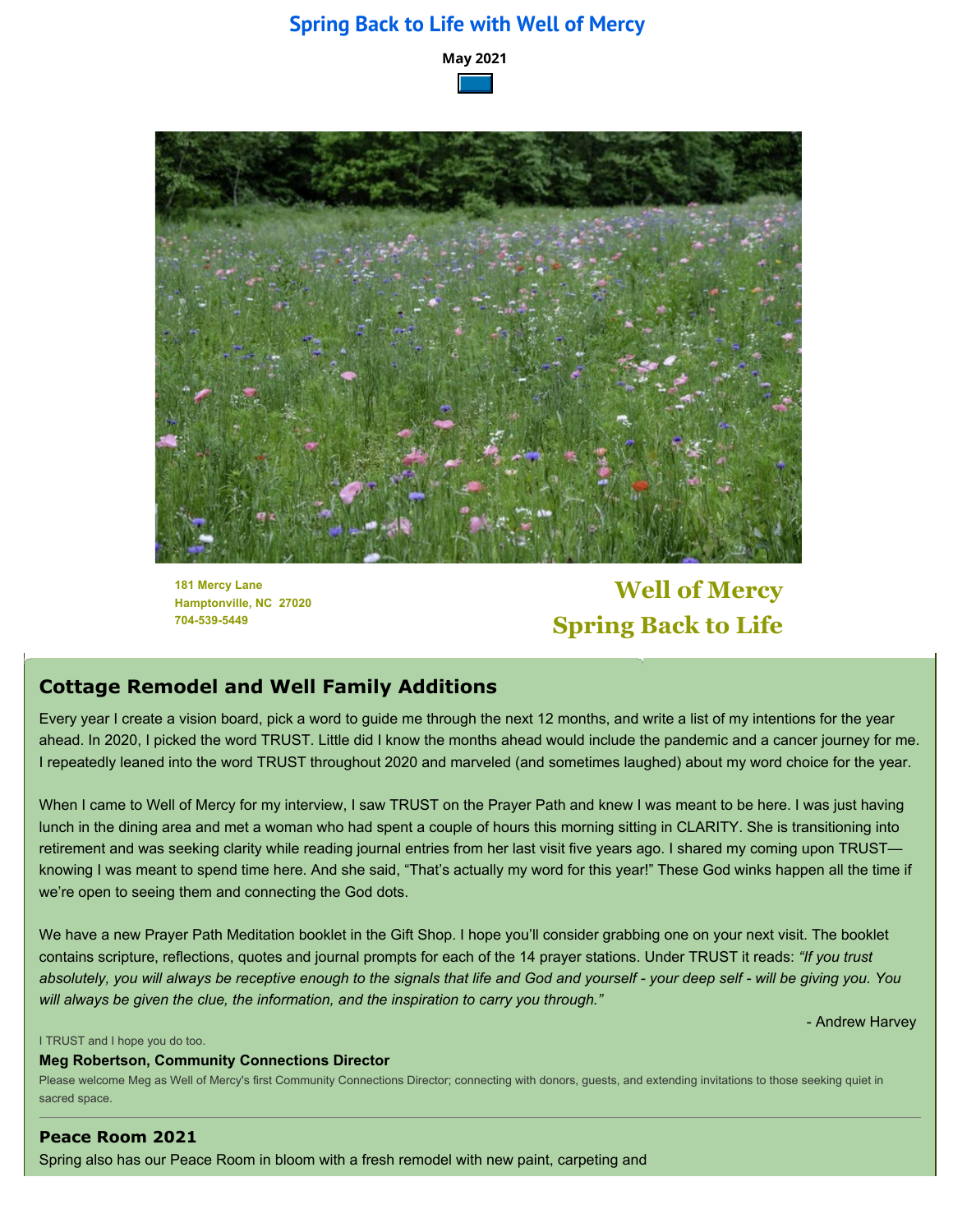# Spring Back to Life with Well of Mercy

**May 2021**

181 Mercy Lane
Hamptonville, NC 27020
704-539-5449

## Well of Mercy
## Spring Back to Life

## Cottage Remodel and Well Family Additions

Every year I create a vision board, pick a word to guide me through the next 12 months, and write a list of my intentions for the year ahead. In 2020, I picked the word TRUST. Little did I know the months ahead would include the pandemic and a cancer journey for me. I repeatedly leaned into the word TRUST throughout 2020 and marveled (and sometimes laughed) about my word choice for the year.

When I came to Well of Mercy for my interview, I saw TRUST on the Prayer Path and knew I was meant to be here. I was just having lunch in the dining area and met a woman who had spent a couple of hours this morning sitting in CLARITY. She is transitioning into retirement and was seeking clarity while reading journal entries from her last visit five years ago. I shared my coming upon TRUST—knowing I was meant to spend time here. And she said, "That's actually my word for this year!" These God winks happen all the time if we're open to seeing them and connecting the God dots.

We have a new Prayer Path Meditation booklet in the Gift Shop. I hope you'll consider grabbing one on your next visit. The booklet contains scripture, reflections, quotes and journal prompts for each of the 14 prayer stations. Under TRUST it reads: *"If you trust absolutely, you will always be receptive enough to the signals that life and God and yourself - your deep self - will be giving you. You will always be given the clue, the information, and the inspiration to carry you through."*

- Andrew Harvey

I TRUST and I hope you do too.

**Meg Robertson, Community Connections Director**

Please welcome Meg as Well of Mercy's first Community Connections Director; connecting with donors, guests, and extending invitations to those seeking quiet in sacred space.

---

## Peace Room 2021

Spring also has our Peace Room in bloom with a fresh remodel with new paint, carpeting and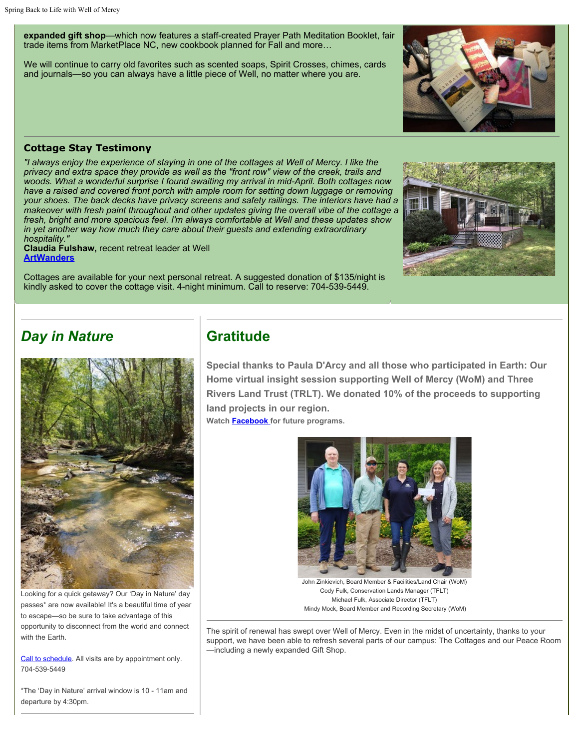**expanded gift shop**—which now features a staff-created Prayer Path Meditation Booklet, fair trade items from MarketPlace NC, new cookbook planned for Fall and more…

We will continue to carry old favorites such as scented soaps, Spirit Crosses, chimes, cards and journals—so you can always have a little piece of Well, no matter where you are.

### Cottage Stay Testimony

*"I always enjoy the experience of staying in one of the cottages at Well of Mercy. I like the privacy and extra space they provide as well as the "front row" view of the creek, trails and woods. What a wonderful surprise I found awaiting my arrival in mid-April. Both cottages now have a raised and covered front porch with ample room for setting down luggage or removing your shoes. The back decks have privacy screens and safety railings. The interiors have had a makeover with fresh paint throughout and other updates giving the overall vibe of the cottage a fresh, bright and more spacious feel. I'm always comfortable at Well and these updates show in yet another way how much they care about their guests and extending extraordinary hospitality."*
**Claudia Fulshaw,** recent retreat leader at Well
**ArtWanders**

Cottages are available for your next personal retreat. A suggested donation of $135/night is kindly asked to cover the cottage visit. 4-night minimum. Call to reserve: 704-539-5449.

## *Day in Nature*

Looking for a quick getaway? Our 'Day in Nature' day passes* are now available! It's a beautiful time of year to escape—so be sure to take advantage of this opportunity to disconnect from the world and connect with the Earth.

Call to schedule. All visits are by appointment only. 704-539-5449

*The 'Day in Nature' arrival window is 10 - 11am and departure by 4:30pm.

## Gratitude

**Special thanks to Paula D'Arcy and all those who participated in Earth: Our Home virtual insight session supporting Well of Mercy (WoM) and Three Rivers Land Trust (TRLT). We donated 10% of the proceeds to supporting land projects in our region.**
**Watch Facebook for future programs.**

John Zinkievich, Board Member & Facilities/Land Chair (WoM)
Cody Fulk, Conservation Lands Manager (TFLT)
Michael Fulk, Associate Director (TFLT)
Mindy Mock, Board Member and Recording Secretary (WoM)

The spirit of renewal has swept over Well of Mercy. Even in the midst of uncertainty, thanks to your support, we have been able to refresh several parts of our campus: The Cottages and our Peace Room—including a newly expanded Gift Shop.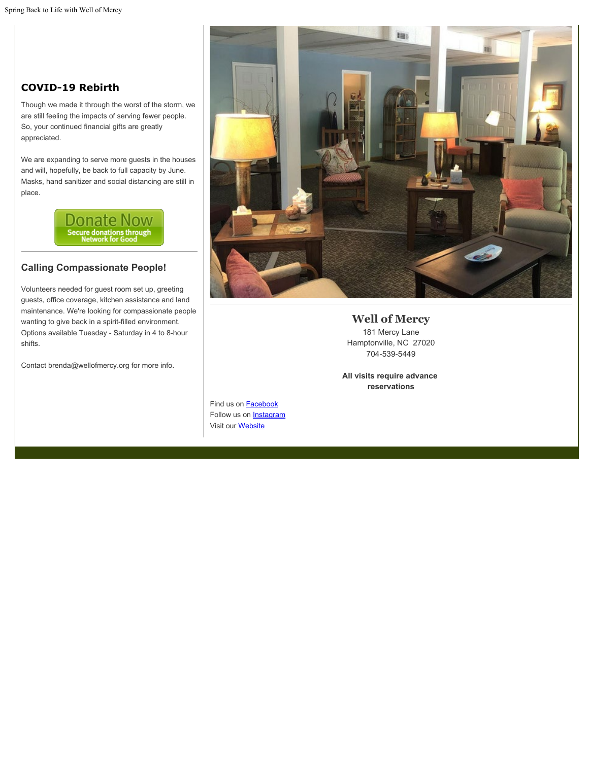## COVID-19 Rebirth

Though we made it through the worst of the storm, we are still feeling the impacts of serving fewer people. So, your continued financial gifts are greatly appreciated.

We are expanding to serve more guests in the houses and will, hopefully, be back to full capacity by June. Masks, hand sanitizer and social distancing are still in place.

Donate Now
Secure donations through Network for Good

---

## Calling Compassionate People!

Volunteers needed for guest room set up, greeting guests, office coverage, kitchen assistance and land maintenance. We're looking for compassionate people wanting to give back in a spirit-filled environment. Options available Tuesday - Saturday in 4 to 8-hour shifts.

Contact brenda@wellofmercy.org for more info.

---

**Well of Mercy**
181 Mercy Lane
Hamptonville, NC 27020
704-539-5449

**All visits require advance reservations**

Find us on Facebook
Follow us on Instagram
Visit our Website